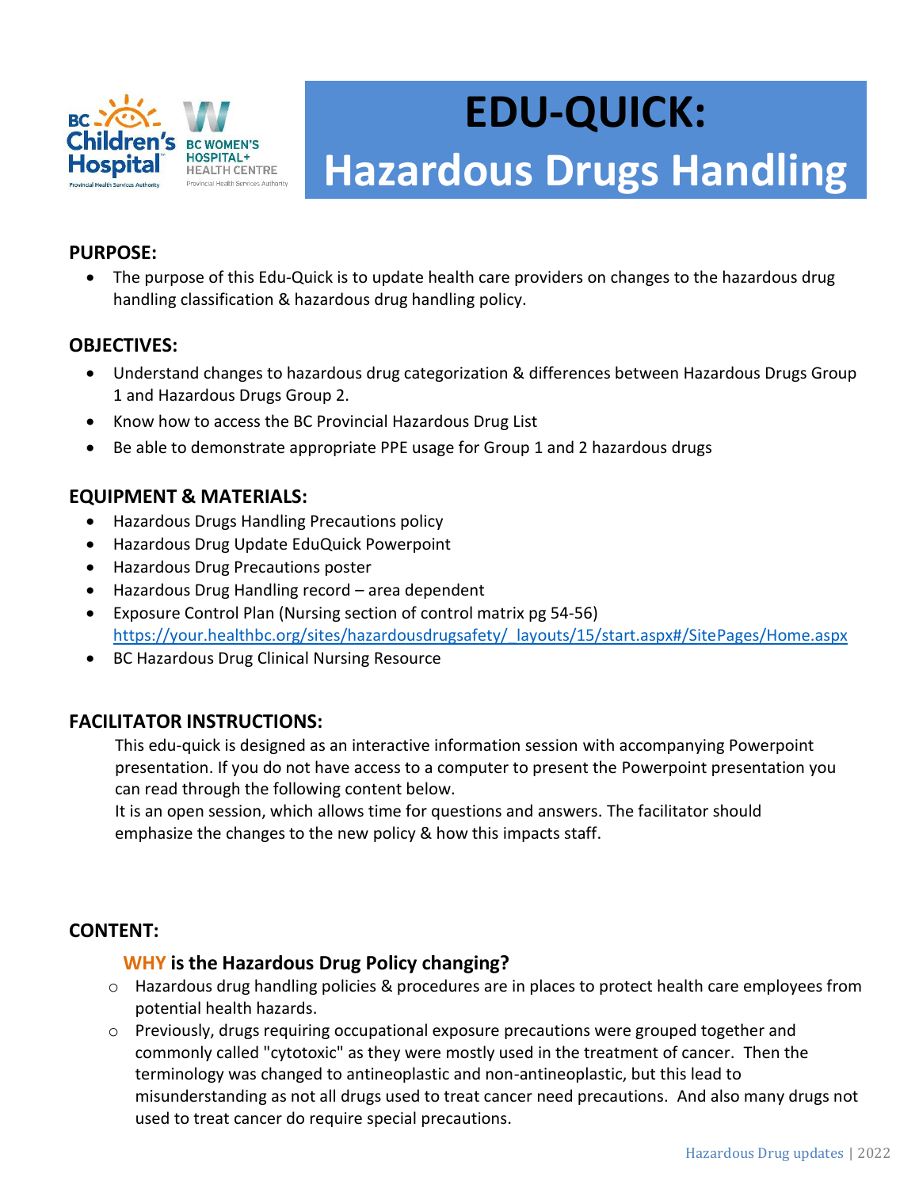# EDU-QUICK: Hazardous Drugs Handling

**PURPOSE:**

- The purpose of this Edu-Quick is to update health care providers on changes to the hazardous drug handling classification & hazardous drug handling policy.

**OBJECTIVES:**

- Understand changes to hazardous drug categorization & differences between Hazardous Drugs Group 1 and Hazardous Drugs Group 2.
- Know how to access the BC Provincial Hazardous Drug List
- Be able to demonstrate appropriate PPE usage for Group 1 and 2 hazardous drugs

**EQUIPMENT & MATERIALS:**

- Hazardous Drugs Handling Precautions policy
- Hazardous Drug Update EduQuick Powerpoint
- Hazardous Drug Precautions poster
- Hazardous Drug Handling record – area dependent
- Exposure Control Plan (Nursing section of control matrix pg 54-56) https://your.healthbc.org/sites/hazardousdrugsafety/_layouts/15/start.aspx#/SitePages/Home.aspx
- BC Hazardous Drug Clinical Nursing Resource

**FACILITATOR INSTRUCTIONS:**

This edu-quick is designed as an interactive information session with accompanying Powerpoint presentation. If you do not have access to a computer to present the Powerpoint presentation you can read through the following content below.
It is an open session, which allows time for questions and answers. The facilitator should emphasize the changes to the new policy & how this impacts staff.

**CONTENT:**

**WHY is the Hazardous Drug Policy changing?**

- Hazardous drug handling policies & procedures are in places to protect health care employees from potential health hazards.
- Previously, drugs requiring occupational exposure precautions were grouped together and commonly called "cytotoxic" as they were mostly used in the treatment of cancer. Then the terminology was changed to antineoplastic and non-antineoplastic, but this lead to misunderstanding as not all drugs used to treat cancer need precautions. And also many drugs not used to treat cancer do require special precautions.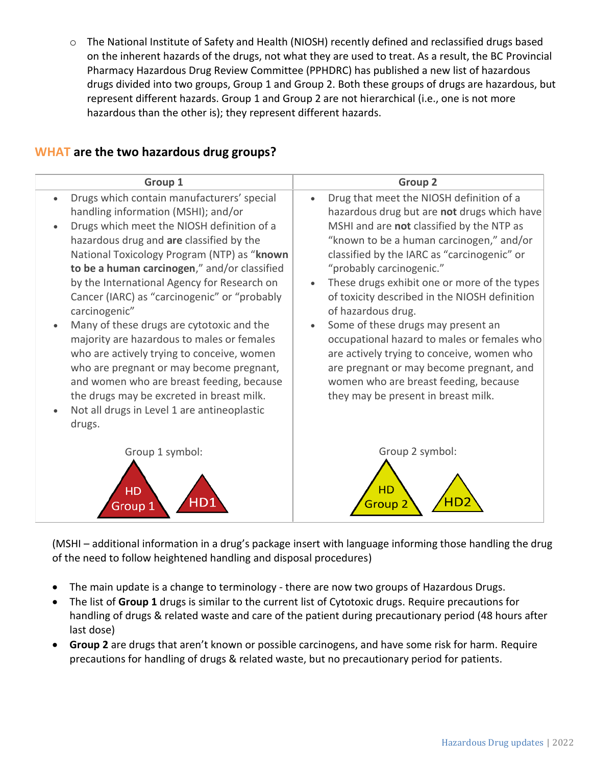- The National Institute of Safety and Health (NIOSH) recently defined and reclassified drugs based on the inherent hazards of the drugs, not what they are used to treat. As a result, the BC Provincial Pharmacy Hazardous Drug Review Committee (PPHDRC) has published a new list of hazardous drugs divided into two groups, Group 1 and Group 2. Both these groups of drugs are hazardous, but represent different hazards. Group 1 and Group 2 are not hierarchical (i.e., one is not more hazardous than the other is); they represent different hazards.

## WHAT are the two hazardous drug groups?

| Group 1 | Group 2 |
|---|---|
| • Drugs which contain manufacturers' special handling information (MSHI); and/or<br>• Drugs which meet the NIOSH definition of a hazardous drug and **are** classified by the National Toxicology Program (NTP) as "**known to be a human carcinogen**," and/or classified by the International Agency for Research on Cancer (IARC) as "carcinogenic" or "probably carcinogenic"<br>• Many of these drugs are cytotoxic and the majority are hazardous to males or females who are actively trying to conceive, women who are pregnant or may become pregnant, and women who are breast feeding, because the drugs may be excreted in breast milk.<br>• Not all drugs in Level 1 are antineoplastic drugs.<br><br>Group 1 symbol: HD Group 1 / HD1 | • Drug that meet the NIOSH definition of a hazardous drug but are **not** drugs which have MSHI and are **not** classified by the NTP as "known to be a human carcinogen," and/or classified by the IARC as "carcinogenic" or "probably carcinogenic."<br>• These drugs exhibit one or more of the types of toxicity described in the NIOSH definition of hazardous drug.<br>• Some of these drugs may present an occupational hazard to males or females who are actively trying to conceive, women who are pregnant or may become pregnant, and women who are breast feeding, because they may be present in breast milk.<br><br>Group 2 symbol: HD Group 2 / HD2 |

(MSHI – additional information in a drug's package insert with language informing those handling the drug of the need to follow heightened handling and disposal procedures)

- The main update is a change to terminology - there are now two groups of Hazardous Drugs.
- The list of **Group 1** drugs is similar to the current list of Cytotoxic drugs. Require precautions for handling of drugs & related waste and care of the patient during precautionary period (48 hours after last dose)
- **Group 2** are drugs that aren't known or possible carcinogens, and have some risk for harm. Require precautions for handling of drugs & related waste, but no precautionary period for patients.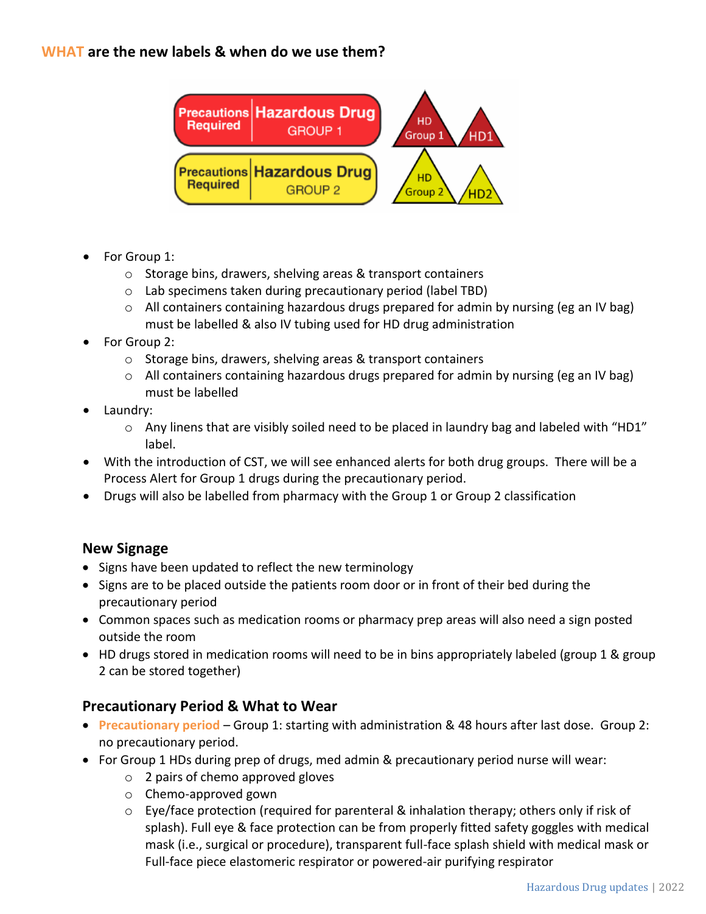## WHAT are the new labels & when do we use them?

- For Group 1:
  - Storage bins, drawers, shelving areas & transport containers
  - Lab specimens taken during precautionary period (label TBD)
  - All containers containing hazardous drugs prepared for admin by nursing (eg an IV bag) must be labelled & also IV tubing used for HD drug administration
- For Group 2:
  - Storage bins, drawers, shelving areas & transport containers
  - All containers containing hazardous drugs prepared for admin by nursing (eg an IV bag) must be labelled
- Laundry:
  - Any linens that are visibly soiled need to be placed in laundry bag and labeled with "HD1" label.
- With the introduction of CST, we will see enhanced alerts for both drug groups. There will be a Process Alert for Group 1 drugs during the precautionary period.
- Drugs will also be labelled from pharmacy with the Group 1 or Group 2 classification

### New Signage

- Signs have been updated to reflect the new terminology
- Signs are to be placed outside the patients room door or in front of their bed during the precautionary period
- Common spaces such as medication rooms or pharmacy prep areas will also need a sign posted outside the room
- HD drugs stored in medication rooms will need to be in bins appropriately labeled (group 1 & group 2 can be stored together)

### Precautionary Period & What to Wear

- **Precautionary period** – Group 1: starting with administration & 48 hours after last dose. Group 2: no precautionary period.
- For Group 1 HDs during prep of drugs, med admin & precautionary period nurse will wear:
  - 2 pairs of chemo approved gloves
  - Chemo-approved gown
  - Eye/face protection (required for parenteral & inhalation therapy; others only if risk of splash). Full eye & face protection can be from properly fitted safety goggles with medical mask (i.e., surgical or procedure), transparent full-face splash shield with medical mask or Full-face piece elastomeric respirator or powered-air purifying respirator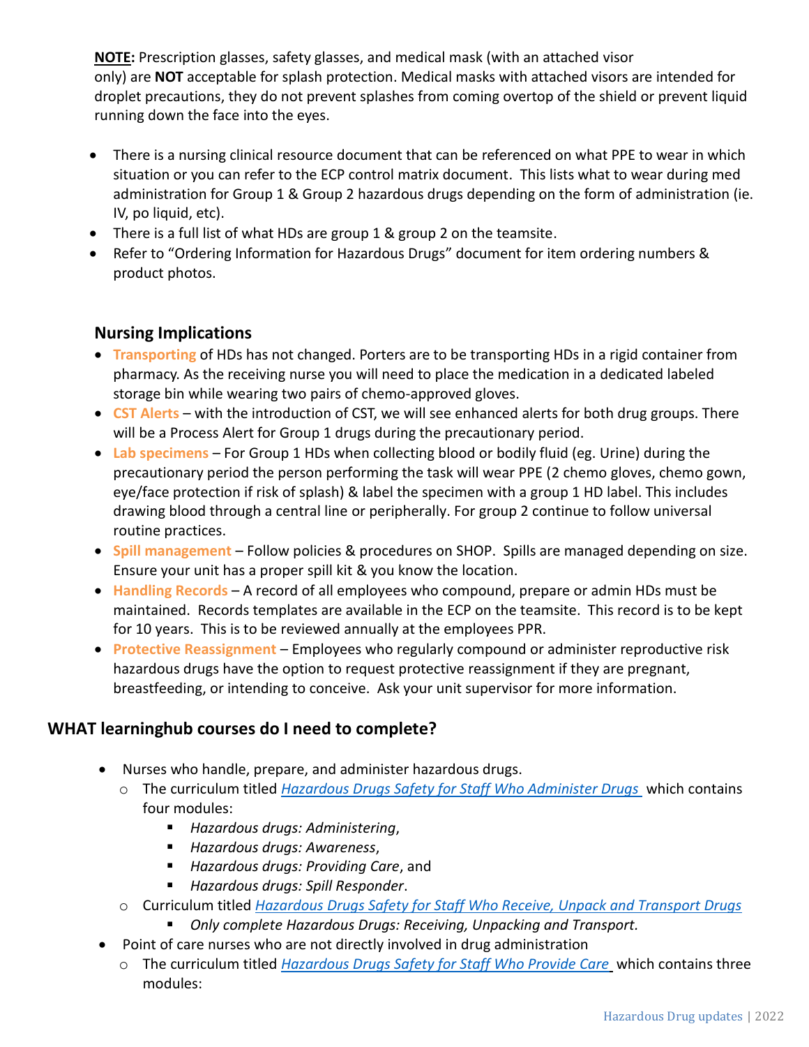**NOTE:** Prescription glasses, safety glasses, and medical mask (with an attached visor only) are **NOT** acceptable for splash protection. Medical masks with attached visors are intended for droplet precautions, they do not prevent splashes from coming overtop of the shield or prevent liquid running down the face into the eyes.

- There is a nursing clinical resource document that can be referenced on what PPE to wear in which situation or you can refer to the ECP control matrix document. This lists what to wear during med administration for Group 1 & Group 2 hazardous drugs depending on the form of administration (ie. IV, po liquid, etc).
- There is a full list of what HDs are group 1 & group 2 on the teamsite.
- Refer to "Ordering Information for Hazardous Drugs" document for item ordering numbers & product photos.

## Nursing Implications

- **Transporting** of HDs has not changed. Porters are to be transporting HDs in a rigid container from pharmacy. As the receiving nurse you will need to place the medication in a dedicated labeled storage bin while wearing two pairs of chemo-approved gloves.
- **CST Alerts** – with the introduction of CST, we will see enhanced alerts for both drug groups. There will be a Process Alert for Group 1 drugs during the precautionary period.
- **Lab specimens** – For Group 1 HDs when collecting blood or bodily fluid (eg. Urine) during the precautionary period the person performing the task will wear PPE (2 chemo gloves, chemo gown, eye/face protection if risk of splash) & label the specimen with a group 1 HD label. This includes drawing blood through a central line or peripherally. For group 2 continue to follow universal routine practices.
- **Spill management** – Follow policies & procedures on SHOP. Spills are managed depending on size. Ensure your unit has a proper spill kit & you know the location.
- **Handling Records** – A record of all employees who compound, prepare or admin HDs must be maintained. Records templates are available in the ECP on the teamsite. This record is to be kept for 10 years. This is to be reviewed annually at the employees PPR.
- **Protective Reassignment** – Employees who regularly compound or administer reproductive risk hazardous drugs have the option to request protective reassignment if they are pregnant, breastfeeding, or intending to conceive. Ask your unit supervisor for more information.

## WHAT learninghub courses do I need to complete?

- Nurses who handle, prepare, and administer hazardous drugs.
  - The curriculum titled *Hazardous Drugs Safety for Staff Who Administer Drugs* which contains four modules:
    - *Hazardous drugs: Administering*,
    - *Hazardous drugs: Awareness*,
    - *Hazardous drugs: Providing Care*, and
    - *Hazardous drugs: Spill Responder*.
  - Curriculum titled *Hazardous Drugs Safety for Staff Who Receive, Unpack and Transport Drugs*
    - *Only complete Hazardous Drugs: Receiving, Unpacking and Transport.*
- Point of care nurses who are not directly involved in drug administration
  - The curriculum titled *Hazardous Drugs Safety for Staff Who Provide Care* which contains three modules: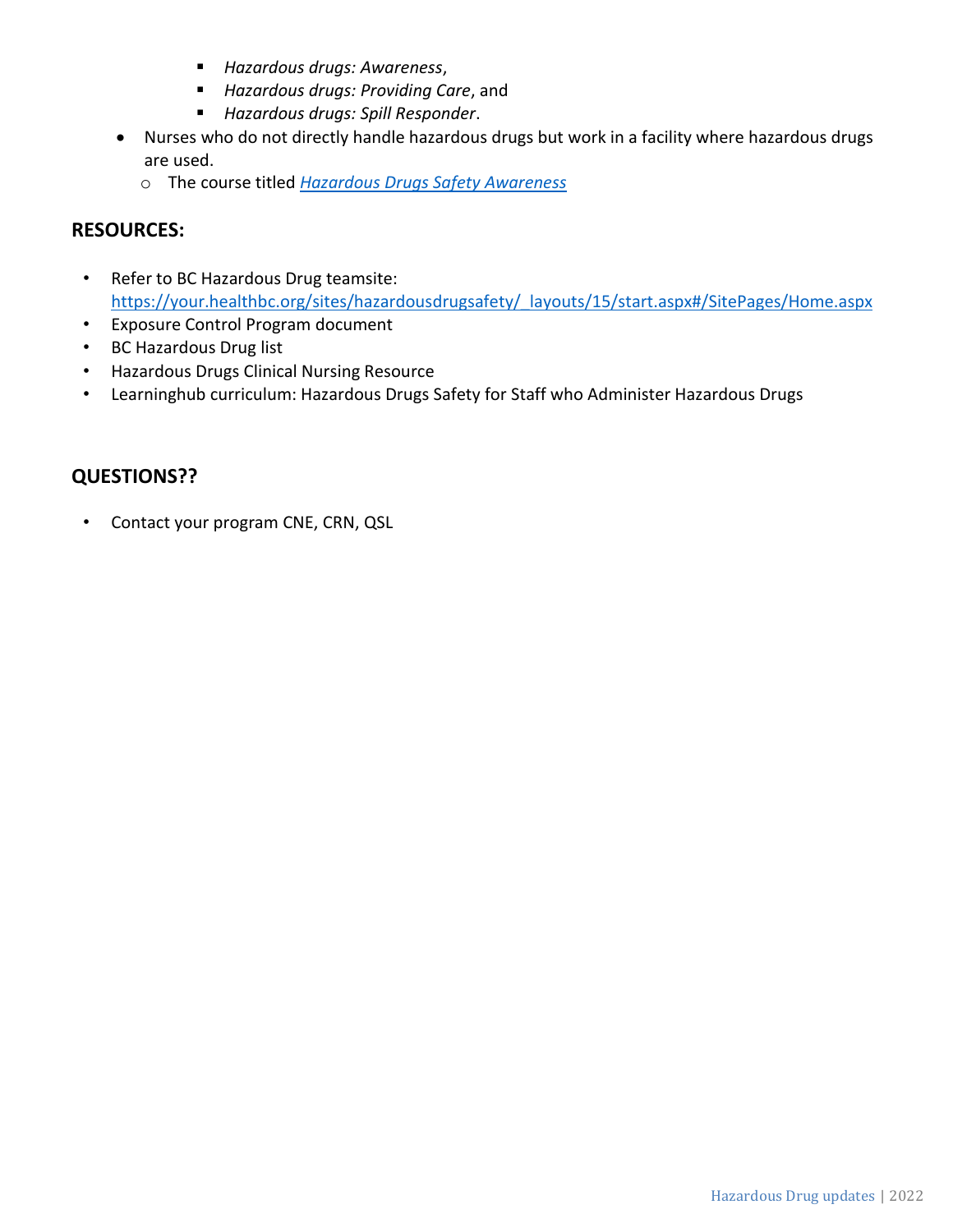- *Hazardous drugs: Awareness*,
        - *Hazardous drugs: Providing Care*, and
        - *Hazardous drugs: Spill Responder*.
- Nurses who do not directly handle hazardous drugs but work in a facility where hazardous drugs are used.
    - The course titled *Hazardous Drugs Safety Awareness*

## RESOURCES:

- Refer to BC Hazardous Drug teamsite: https://your.healthbc.org/sites/hazardousdrugsafety/_layouts/15/start.aspx#/SitePages/Home.aspx
- Exposure Control Program document
- BC Hazardous Drug list
- Hazardous Drugs Clinical Nursing Resource
- Learninghub curriculum: Hazardous Drugs Safety for Staff who Administer Hazardous Drugs

## QUESTIONS??

- Contact your program CNE, CRN, QSL